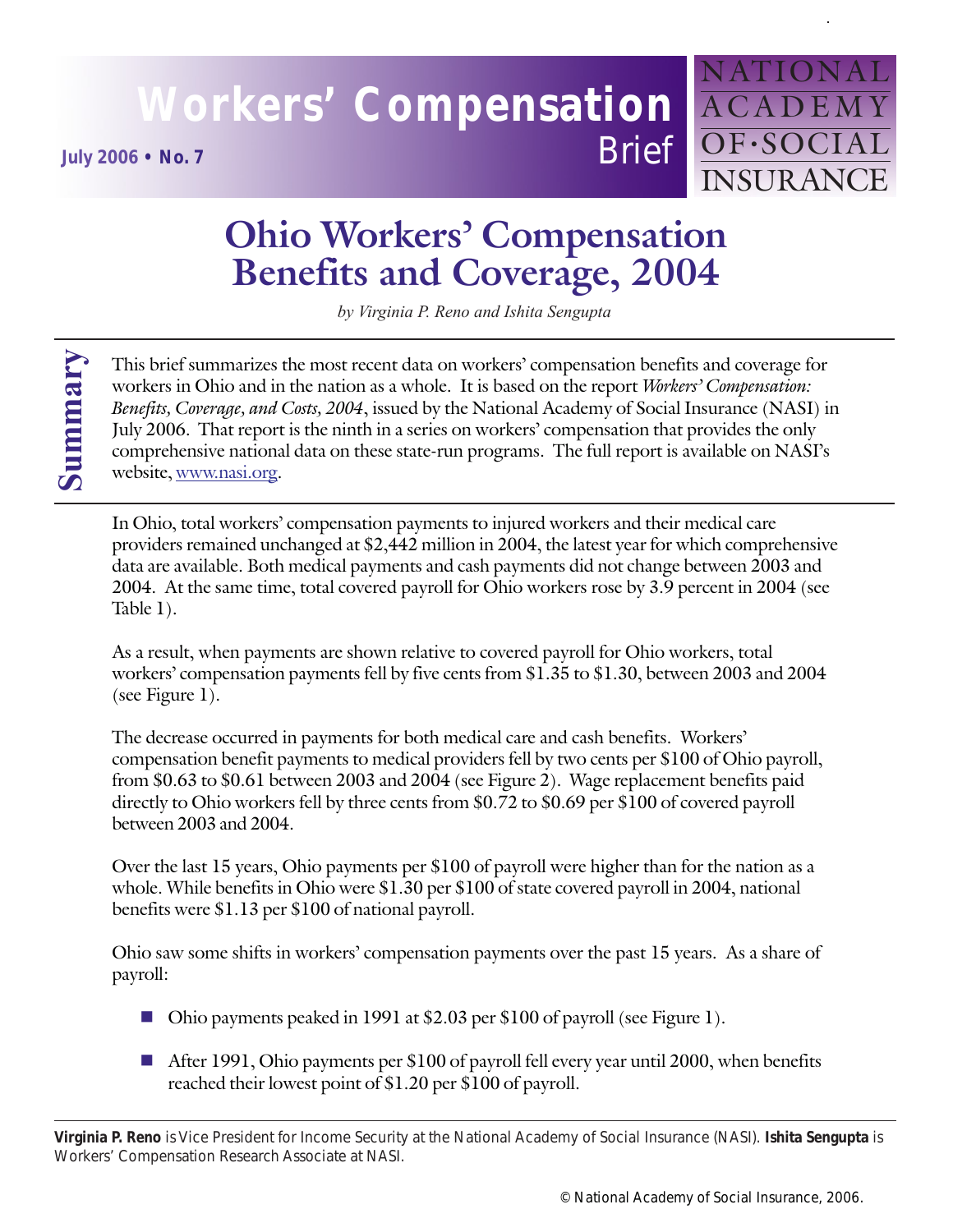# Workers' Compensation Brief

July 2006 • No. 7

NATIONAL ACADEMY OF·SOCIAL INSURANCE

# Ohio Workers' Compensation Benefits and Coverage, 2004

*by Virginia P. Reno and Ishita Sengupta*

## Summary

This brief summarizes the most recent data on workers' compensation benefits and coverage for workers in Ohio and in the nation as a whole. It is based on the report *Workers' Compensation: Benefits, Coverage, and Costs, 2004*, issued by the National Academy of Social Insurance (NASI) in July 2006. That report is the ninth in a series on workers' compensation that provides the only comprehensive national data on these state-run programs. The full report is available on NASI's website, www.nasi.org.

In Ohio, total workers' compensation payments to injured workers and their medical care providers remained unchanged at $2,442 million in 2004, the latest year for which comprehensive data are available. Both medical payments and cash payments did not change between 2003 and 2004. At the same time, total covered payroll for Ohio workers rose by 3.9 percent in 2004 (see Table 1).

As a result, when payments are shown relative to covered payroll for Ohio workers, total workers' compensation payments fell by five cents from $1.35 to $1.30, between 2003 and 2004 (see Figure 1).

The decrease occurred in payments for both medical care and cash benefits. Workers' compensation benefit payments to medical providers fell by two cents per $100 of Ohio payroll, from $0.63 to $0.61 between 2003 and 2004 (see Figure 2). Wage replacement benefits paid directly to Ohio workers fell by three cents from $0.72 to $0.69 per $100 of covered payroll between 2003 and 2004.

Over the last 15 years, Ohio payments per $100 of payroll were higher than for the nation as a whole. While benefits in Ohio were $1.30 per $100 of state covered payroll in 2004, national benefits were $1.13 per $100 of national payroll.

Ohio saw some shifts in workers' compensation payments over the past 15 years. As a share of payroll:

- Ohio payments peaked in 1991 at $2.03 per $100 of payroll (see Figure 1).
- After 1991, Ohio payments per $100 of payroll fell every year until 2000, when benefits reached their lowest point of $1.20 per $100 of payroll.

**Virginia P. Reno** is Vice President for Income Security at the National Academy of Social Insurance (NASI). **Ishita Sengupta** is Workers' Compensation Research Associate at NASI.

© National Academy of Social Insurance, 2006.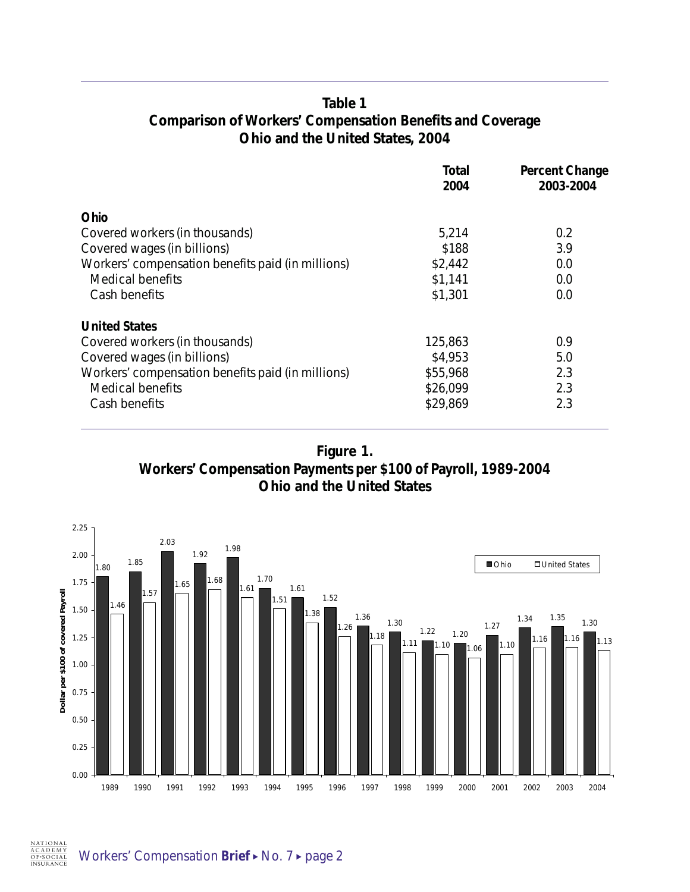**Table 1**
**Comparison of Workers' Compensation Benefits and Coverage**
**Ohio and the United States, 2004**

| | Total 2004 | Percent Change 2003-2004 |
|---|---|---|
| **Ohio** | | |
| Covered workers (in thousands) | 5,214 | 0.2 |
| Covered wages (in billions) | $188 | 3.9 |
| Workers' compensation benefits paid (in millions) | $2,442 | 0.0 |
| Medical benefits | $1,141 | 0.0 |
| Cash benefits | $1,301 | 0.0 |
| **United States** | | |
| Covered workers (in thousands) | 125,863 | 0.9 |
| Covered wages (in billions) | $4,953 | 5.0 |
| Workers' compensation benefits paid (in millions) | $55,968 | 2.3 |
| Medical benefits | $26,099 | 2.3 |
| Cash benefits | $29,869 | 2.3 |

**Figure 1.**
**Workers' Compensation Payments per $100 of Payroll, 1989-2004**
**Ohio and the United States**

| Year | Ohio | United States |
|---|---|---|
| 1989 | 1.80 | 1.46 |
| 1990 | 1.85 | 1.57 |
| 1991 | 2.03 | 1.65 |
| 1992 | 1.92 | 1.68 |
| 1993 | 1.98 | 1.61 |
| 1994 | 1.70 | 1.51 |
| 1995 | 1.61 | 1.38 |
| 1996 | 1.52 | 1.26 |
| 1997 | 1.36 | 1.18 |
| 1998 | 1.30 | 1.11 |
| 1999 | 1.22 | 1.10 |
| 2000 | 1.20 | 1.06 |
| 2001 | 1.27 | 1.10 |
| 2002 | 1.34 | 1.16 |
| 2003 | 1.35 | 1.16 |
| 2004 | 1.30 | 1.13 |

Dollar per $100 of covered Payroll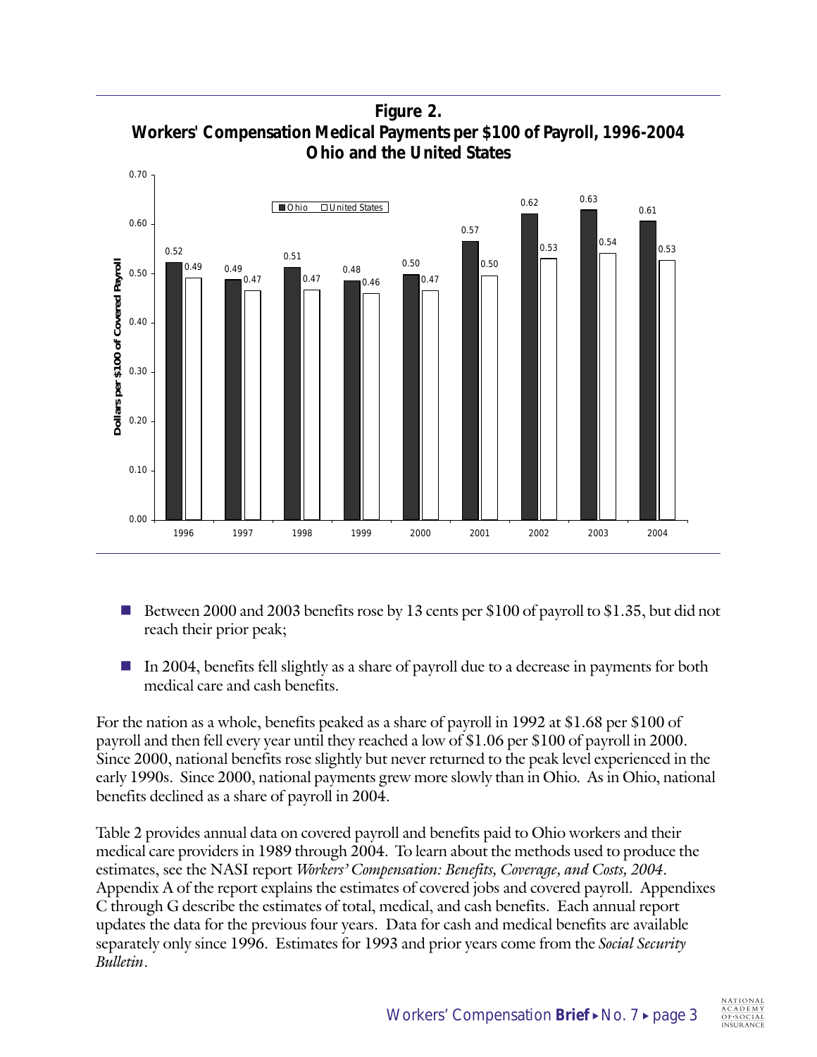**Figure 2.**
**Workers' Compensation Medical Payments per $100 of Payroll, 1996-2004**
**Ohio and the United States**

| Year | Ohio | United States |
|---|---|---|
| 1996 | 0.52 | 0.49 |
| 1997 | 0.49 | 0.47 |
| 1998 | 0.51 | 0.47 |
| 1999 | 0.48 | 0.46 |
| 2000 | 0.50 | 0.47 |
| 2001 | 0.57 | 0.50 |
| 2002 | 0.62 | 0.53 |
| 2003 | 0.63 | 0.54 |
| 2004 | 0.61 | 0.53 |

- Between 2000 and 2003 benefits rose by 13 cents per $100 of payroll to $1.35, but did not reach their prior peak;
- In 2004, benefits fell slightly as a share of payroll due to a decrease in payments for both medical care and cash benefits.

For the nation as a whole, benefits peaked as a share of payroll in 1992 at $1.68 per $100 of payroll and then fell every year until they reached a low of $1.06 per $100 of payroll in 2000. Since 2000, national benefits rose slightly but never returned to the peak level experienced in the early 1990s. Since 2000, national payments grew more slowly than in Ohio. As in Ohio, national benefits declined as a share of payroll in 2004.

Table 2 provides annual data on covered payroll and benefits paid to Ohio workers and their medical care providers in 1989 through 2004. To learn about the methods used to produce the estimates, see the NASI report *Workers' Compensation: Benefits, Coverage, and Costs, 2004*. Appendix A of the report explains the estimates of covered jobs and covered payroll. Appendixes C through G describe the estimates of total, medical, and cash benefits. Each annual report updates the data for the previous four years. Data for cash and medical benefits are available separately only since 1996. Estimates for 1993 and prior years come from the *Social Security Bulletin*.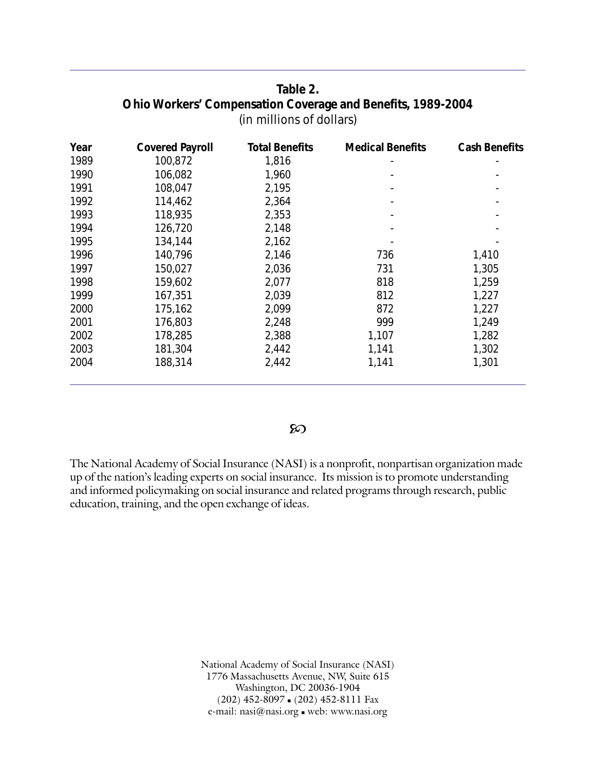**Table 2.**
**Ohio Workers' Compensation Coverage and Benefits, 1989-2004**
(in millions of dollars)

| Year | Covered Payroll | Total Benefits | Medical Benefits | Cash Benefits |
|---|---|---|---|---|
| 1989 | 100,872 | 1,816 | - | - |
| 1990 | 106,082 | 1,960 | - | - |
| 1991 | 108,047 | 2,195 | - | - |
| 1992 | 114,462 | 2,364 | - | - |
| 1993 | 118,935 | 2,353 | - | - |
| 1994 | 126,720 | 2,148 | - | - |
| 1995 | 134,144 | 2,162 | - | - |
| 1996 | 140,796 | 2,146 | 736 | 1,410 |
| 1997 | 150,027 | 2,036 | 731 | 1,305 |
| 1998 | 159,602 | 2,077 | 818 | 1,259 |
| 1999 | 167,351 | 2,039 | 812 | 1,227 |
| 2000 | 175,162 | 2,099 | 872 | 1,227 |
| 2001 | 176,803 | 2,248 | 999 | 1,249 |
| 2002 | 178,285 | 2,388 | 1,107 | 1,282 |
| 2003 | 181,304 | 2,442 | 1,141 | 1,302 |
| 2004 | 188,314 | 2,442 | 1,141 | 1,301 |

℘

The National Academy of Social Insurance (NASI) is a nonprofit, nonpartisan organization made up of the nation's leading experts on social insurance. Its mission is to promote understanding and informed policymaking on social insurance and related programs through research, public education, training, and the open exchange of ideas.

National Academy of Social Insurance (NASI)
1776 Massachusetts Avenue, NW, Suite 615
Washington, DC 20036-1904
(202) 452-8097 ▪ (202) 452-8111 Fax
e-mail: nasi@nasi.org ▪ web: www.nasi.org